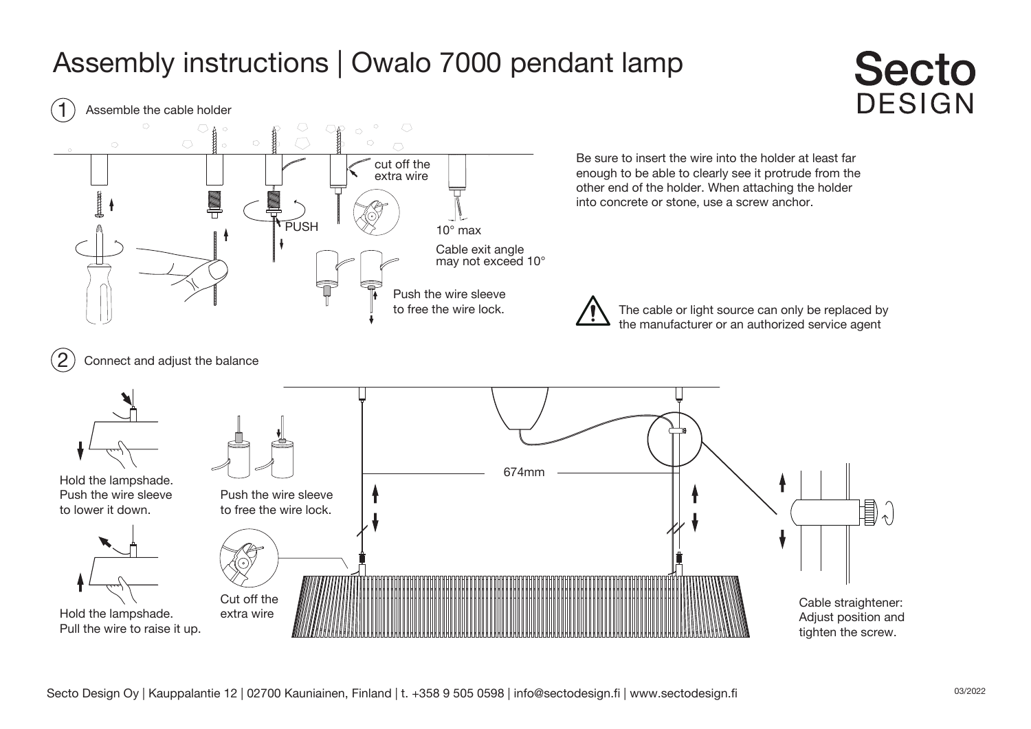# Assembly instructions | Owalo 7000 pendant lamp

Secto DESIGN

## 1 Assemble the cable holder

cut off the extra wire

PUSH

10° max

Cable exit angle may not exceed 10°

Push the wire sleeve to free the wire lock.

Be sure to insert the wire into the holder at least far enough to be able to clearly see it protrude from the other end of the holder. When attaching the holder into concrete or stone, use a screw anchor.

⚠ The cable or light source can only be replaced by the manufacturer or an authorized service agent

## 2 Connect and adjust the balance

Hold the lampshade. Push the wire sleeve to lower it down.

Hold the lampshade. Pull the wire to raise it up.

Push the wire sleeve to free the wire lock.

Cut off the extra wire

674mm

Cable straightener: Adjust position and tighten the screw.

Secto Design Oy | Kauppalantie 12 | 02700 Kauniainen, Finland | t. +358 9 505 0598 | info@sectodesign.fi | www.sectodesign.fi

03/2022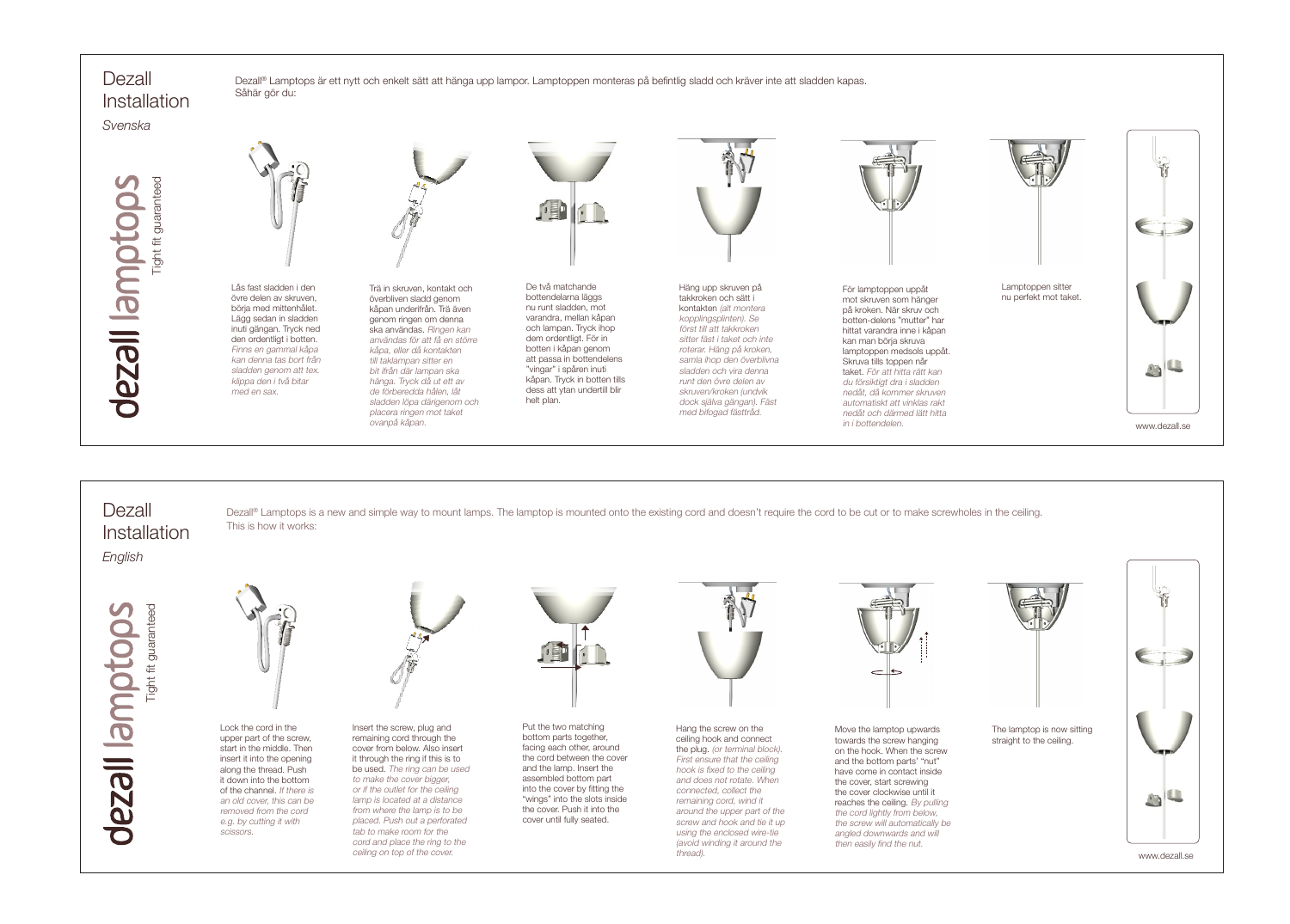# Dezall Installation

*Svenska*

**dezall lamptops** Tight fit guaranteed

Dezall® Lamptops är ett nytt och enkelt sätt att hänga upp lampor. Lamptoppen monteras på befintlig sladd och kräver inte att sladden kapas.
Såhär gör du:

Lås fast sladden i den övre delen av skruven, börja med mittenhålet. Lägg sedan in sladden inuti gängan. Tryck ned den ordentligt i botten. *Finns en gammal kåpa kan denna tas bort från sladden genom att tex. klippa den i två bitar med en sax.*

Trä in skruven, kontakt och överbliven sladd genom kåpan underifrån. Trä även genom ringen om denna ska användas. *Ringen kan användas för att få en större kåpa, eller då kontakten till taklampan sitter en bit ifrån där lampan ska hänga. Tryck då ut ett av de förberedda hålen, låt sladden löpa därigenom och placera ringen mot taket ovanpå kåpan.*

De två matchande bottendelarna läggs nu runt sladden, mot varandra, mellan kåpan och lampan. Tryck ihop dem ordentligt. För in botten i kåpan genom att passa in bottendelens "vingar" i spåren inuti kåpan. Tryck in botten tills dess att ytan undertill blir helt plan.

Häng upp skruven på takkroken och sätt i kontakten *(alt montera kopplingsplinten). Se först till att takkroken sitter fäst i taket och inte roterar. Häng på kroken, samla ihop den överblivna sladden och vira denna runt den övre delen av skruven/kroken (undvik dock själva gängan). Fäst med bifogad fästtråd.*

För lamptoppen uppåt mot skruven som hänger på kroken. När skruv och botten-delens "mutter" har hittat varandra inne i kåpan kan man börja skruva lamptoppen medsols uppåt. Skruva tills toppen når taket. *För att hitta rätt kan du försiktigt dra i sladden nedåt, då kommer skruven automatiskt att vinklas rakt nedåt och därmed lätt hitta in i bottendelen.*

Lamptoppen sitter nu perfekt mot taket.

www.dezall.se

# Dezall Installation

*English*

**dezall lamptops** Tight fit guaranteed

Dezall® Lamptops is a new and simple way to mount lamps. The lamptop is mounted onto the existing cord and doesn't require the cord to be cut or to make screwholes in the ceiling.
This is how it works:

Lock the cord in the upper part of the screw, start in the middle. Then insert it into the opening along the thread. Push it down into the bottom of the channel. *If there is an old cover, this can be removed from the cord e.g. by cutting it with scissors.*

Insert the screw, plug and remaining cord through the cover from below. Also insert it through the ring if this is to be used. *The ring can be used to make the cover bigger, or if the outlet for the ceiling lamp is located at a distance from where the lamp is to be placed. Push out a perforated tab to make room for the cord and place the ring to the ceiling on top of the cover.*

Put the two matching bottom parts together, facing each other, around the cord between the cover and the lamp. Insert the assembled bottom part into the cover by fitting the "wings" into the slots inside the cover. Push it into the cover until fully seated.

Hang the screw on the ceiling hook and connect the plug. *(or terminal block). First ensure that the ceiling hook is fixed to the ceiling and does not rotate. When connected, collect the remaining cord, wind it around the upper part of the screw and hook and tie it up using the enclosed wire-tie (avoid winding it around the thread).*

Move the lamptop upwards towards the screw hanging on the hook. When the screw and the bottom parts' "nut" have come in contact inside the cover, start screwing the cover clockwise until it reaches the ceiling. *By pulling the cord lightly from below, the screw will automatically be angled downwards and will then easily find the nut.*

The lamptop is now sitting straight to the ceiling.

www.dezall.se